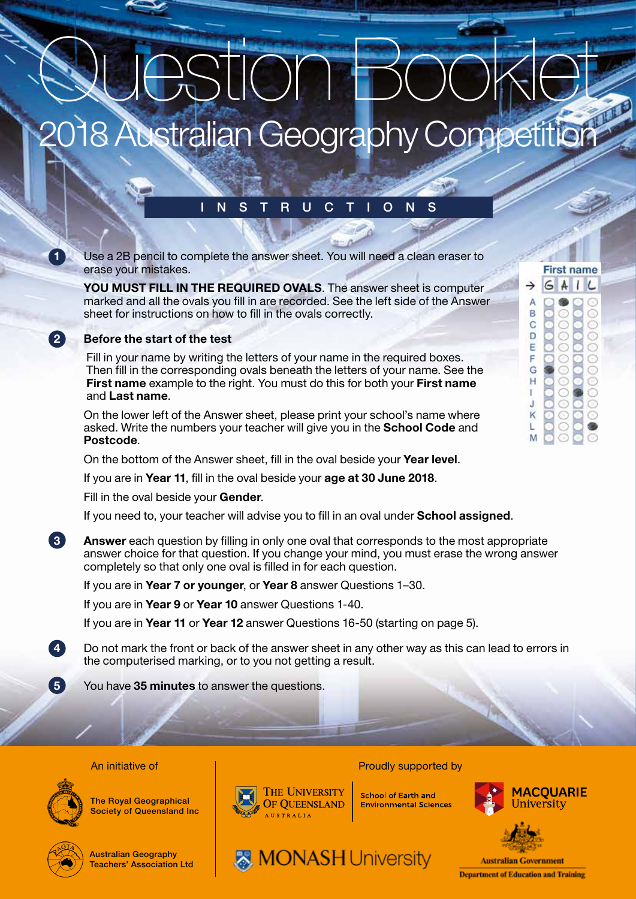# Question Booklet

## 2018 Australian Geography Competition

### INSTRUCTIONS

1. Use a 2B pencil to complete the answer sheet. You will need a clean eraser to erase your mistakes.

   **YOU MUST FILL IN THE REQUIRED OVALS**. The answer sheet is computer marked and all the ovals you fill in are recorded. See the left side of the Answer sheet for instructions on how to fill in the ovals correctly.

2. **Before the start of the test**

   Fill in your name by writing the letters of your name in the required boxes. Then fill in the corresponding ovals beneath the letters of your name. See the **First name** example to the right. You must do this for both your **First name** and **Last name**.

   On the lower left of the Answer sheet, please print your school's name where asked. Write the numbers your teacher will give you in the **School Code** and **Postcode**.

   On the bottom of the Answer sheet, fill in the oval beside your **Year level**.

   If you are in **Year 11**, fill in the oval beside your **age at 30 June 2018**.

   Fill in the oval beside your **Gender**.

   If you need to, your teacher will advise you to fill in an oval under **School assigned**.

3. **Answer** each question by filling in only one oval that corresponds to the most appropriate answer choice for that question. If you change your mind, you must erase the wrong answer completely so that only one oval is filled in for each question.

   If you are in **Year 7 or younger**, or **Year 8** answer Questions 1–30.

   If you are in **Year 9** or **Year 10** answer Questions 1-40.

   If you are in **Year 11** or **Year 12** answer Questions 16-50 (starting on page 5).

4. Do not mark the front or back of the answer sheet in any other way as this can lead to errors in the computerised marking, or to you not getting a result.

5. You have **35 minutes** to answer the questions.

First name: G A I L

An initiative of

The Royal Geographical Society of Queensland Inc

Australian Geography Teachers' Association Ltd

Proudly supported by

The University of Queensland Australia – School of Earth and Environmental Sciences

Macquarie University

Monash University

Australian Government Department of Education and Training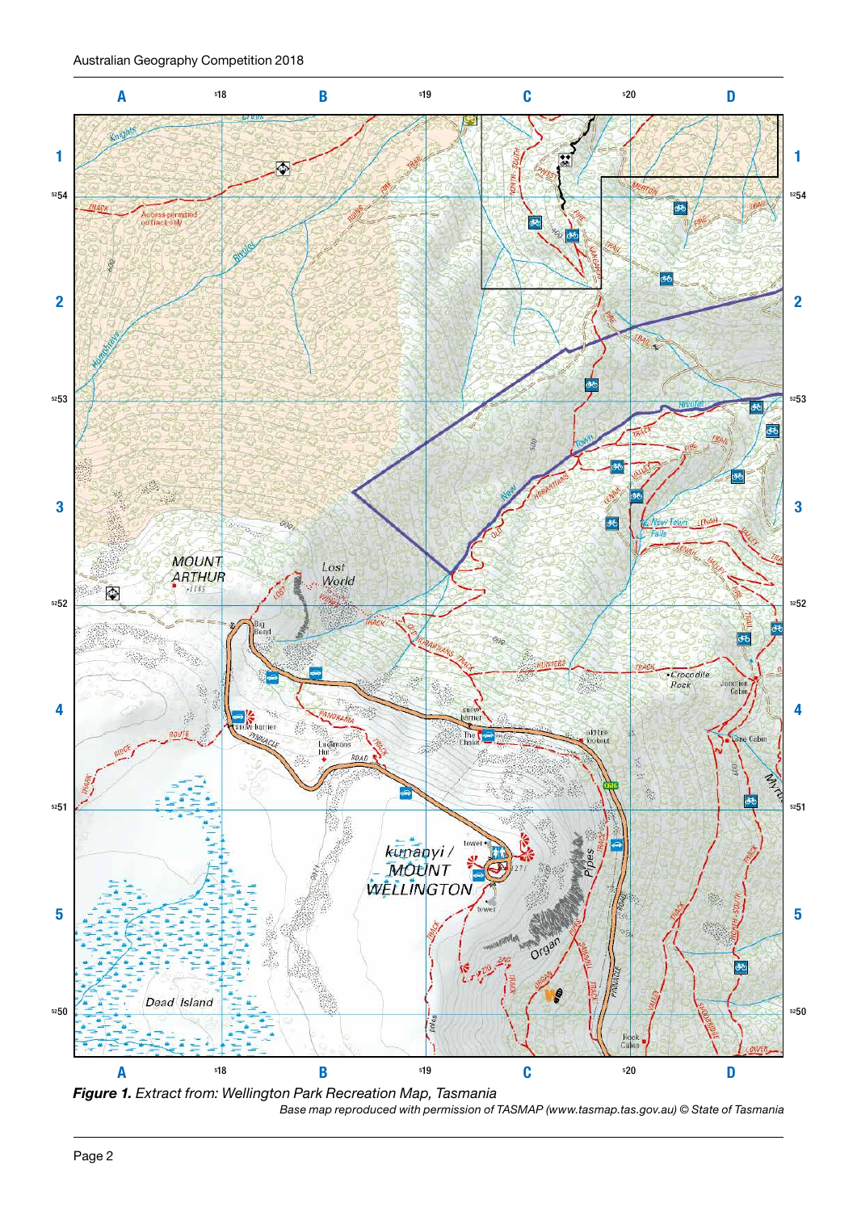**Figure 1.** *Extract from: Wellington Park Recreation Map, Tasmania*

*Base map reproduced with permission of TASMAP (www.tasmap.tas.gov.au) © State of Tasmania*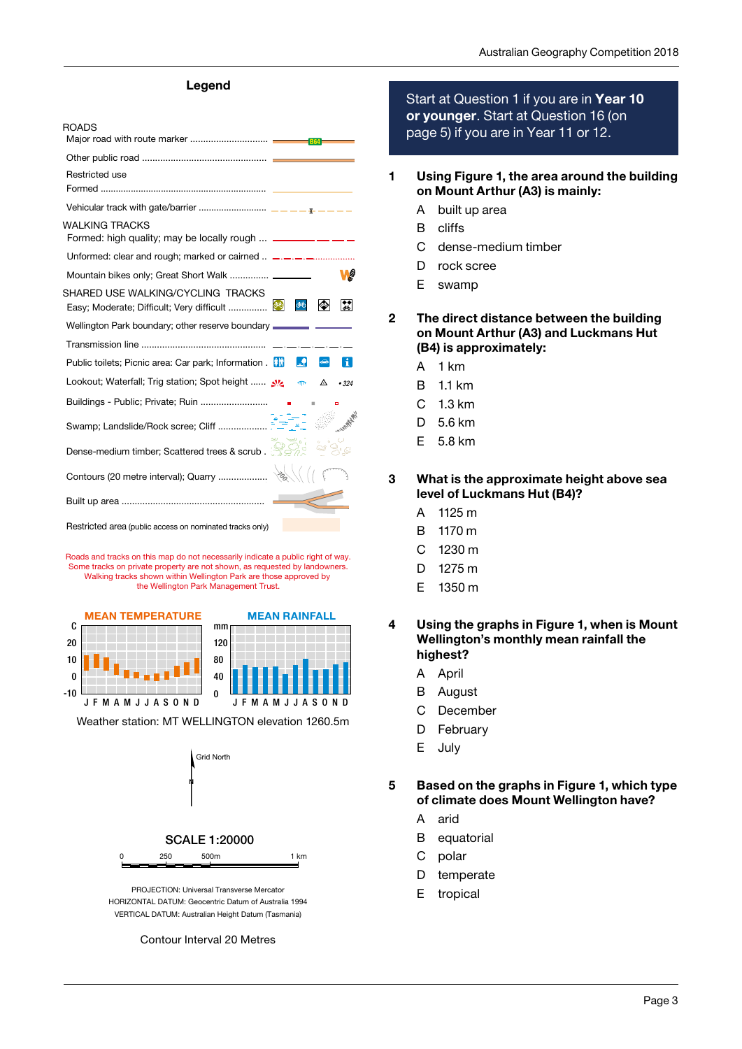## Legend

ROADS
- Major road with route marker ..............................
- Other public road ................................................
- Restricted use
- Formed ..............................................................
- Vehicular track with gate/barrier ..........................

WALKING TRACKS
- Formed: high quality; may be locally rough ...
- Unformed: clear and rough; marked or cairned ..
- Mountain bikes only; Great Short Walk ...............

SHARED USE WALKING/CYCLING TRACKS
- Easy; Moderate; Difficult; Very difficult ...............
- Wellington Park boundary; other reserve boundary
- Transmission line ................................................
- Public toilets; Picnic area: Car park; Information .
- Lookout; Waterfall; Trig station; Spot height ...... • 324
- Buildings - Public; Private; Ruin ..........................
- Swamp; Landslide/Rock scree; Cliff ...................
- Dense-medium timber; Scattered trees & scrub .
- Contours (20 metre interval); Quarry ..................
- Built up area .......................................................
- Restricted area (public access on nominated tracks only)

Roads and tracks on this map do not necessarily indicate a public right of way. Some tracks on private property are not shown, as requested by landowners. Walking tracks shown within Wellington Park are those approved by the Wellington Park Management Trust.

**MEAN TEMPERATURE** **MEAN RAINFALL**

Weather station: MT WELLINGTON elevation 1260.5m

Grid North

SCALE 1:20000

0 250 500m 1 km

PROJECTION: Universal Transverse Mercator
HORIZONTAL DATUM: Geocentric Datum of Australia 1994
VERTICAL DATUM: Australian Height Datum (Tasmania)

Contour Interval 20 Metres

Start at Question 1 if you are in **Year 10 or younger**. Start at Question 16 (on page 5) if you are in Year 11 or 12.

**1 Using Figure 1, the area around the building on Mount Arthur (A3) is mainly:**

A built up area
B cliffs
C dense-medium timber
D rock scree
E swamp

**2 The direct distance between the building on Mount Arthur (A3) and Luckmans Hut (B4) is approximately:**

A 1 km
B 1.1 km
C 1.3 km
D 5.6 km
E 5.8 km

**3 What is the approximate height above sea level of Luckmans Hut (B4)?**

A 1125 m
B 1170 m
C 1230 m
D 1275 m
E 1350 m

**4 Using the graphs in Figure 1, when is Mount Wellington's monthly mean rainfall the highest?**

A April
B August
C December
D February
E July

**5 Based on the graphs in Figure 1, which type of climate does Mount Wellington have?**

A arid
B equatorial
C polar
D temperate
E tropical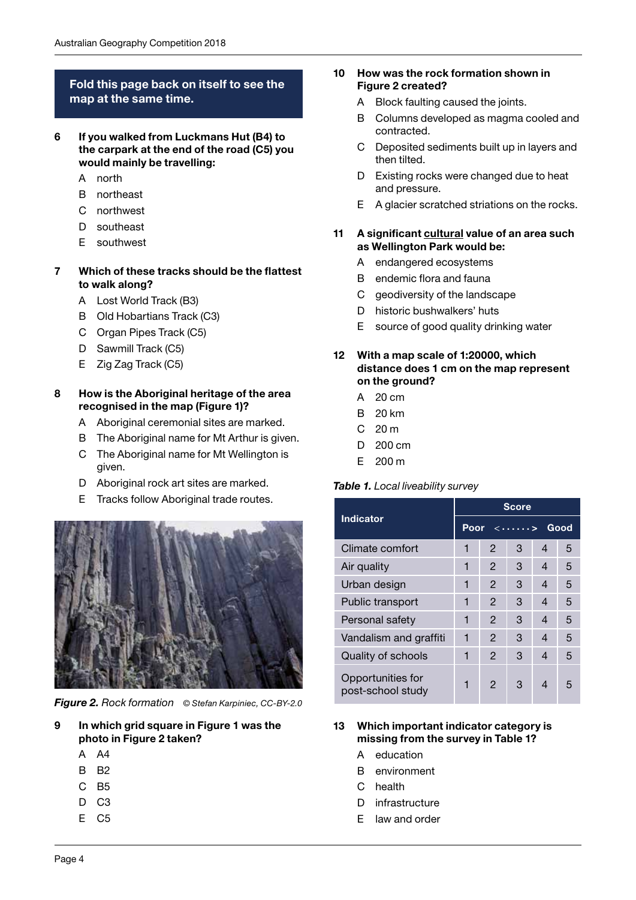**Fold this page back on itself to see the map at the same time.**

**6 If you walked from Luckmans Hut (B4) to the carpark at the end of the road (C5) you would mainly be travelling:**

- A north
- B northeast
- C northwest
- D southeast
- E southwest

**7 Which of these tracks should be the flattest to walk along?**

- A Lost World Track (B3)
- B Old Hobartians Track (C3)
- C Organ Pipes Track (C5)
- D Sawmill Track (C5)
- E Zig Zag Track (C5)

**8 How is the Aboriginal heritage of the area recognised in the map (Figure 1)?**

- A Aboriginal ceremonial sites are marked.
- B The Aboriginal name for Mt Arthur is given.
- C The Aboriginal name for Mt Wellington is given.
- D Aboriginal rock art sites are marked.
- E Tracks follow Aboriginal trade routes.

***Figure 2.*** *Rock formation* *© Stefan Karpiniec, CC-BY-2.0*

**9 In which grid square in Figure 1 was the photo in Figure 2 taken?**

- A A4
- B B2
- C B5
- D C3
- E C5

**10 How was the rock formation shown in Figure 2 created?**

- A Block faulting caused the joints.
- B Columns developed as magma cooled and contracted.
- C Deposited sediments built up in layers and then tilted.
- D Existing rocks were changed due to heat and pressure.
- E A glacier scratched striations on the rocks.

**11 A significant cultural value of an area such as Wellington Park would be:**

- A endangered ecosystems
- B endemic flora and fauna
- C geodiversity of the landscape
- D historic bushwalkers' huts
- E source of good quality drinking water

**12 With a map scale of 1:20000, which distance does 1 cm on the map represent on the ground?**

- A 20 cm
- B 20 km
- C 20 m
- D 200 cm
- E 200 m

***Table 1.*** *Local liveability survey*

| Indicator | Score | | | | |
|---|---|---|---|---|---|
| | Poor | <……> | | | Good |
| Climate comfort | 1 | 2 | 3 | 4 | 5 |
| Air quality | 1 | 2 | 3 | 4 | 5 |
| Urban design | 1 | 2 | 3 | 4 | 5 |
| Public transport | 1 | 2 | 3 | 4 | 5 |
| Personal safety | 1 | 2 | 3 | 4 | 5 |
| Vandalism and graffiti | 1 | 2 | 3 | 4 | 5 |
| Quality of schools | 1 | 2 | 3 | 4 | 5 |
| Opportunities for post-school study | 1 | 2 | 3 | 4 | 5 |

**13 Which important indicator category is missing from the survey in Table 1?**

- A education
- B environment
- C health
- D infrastructure
- E law and order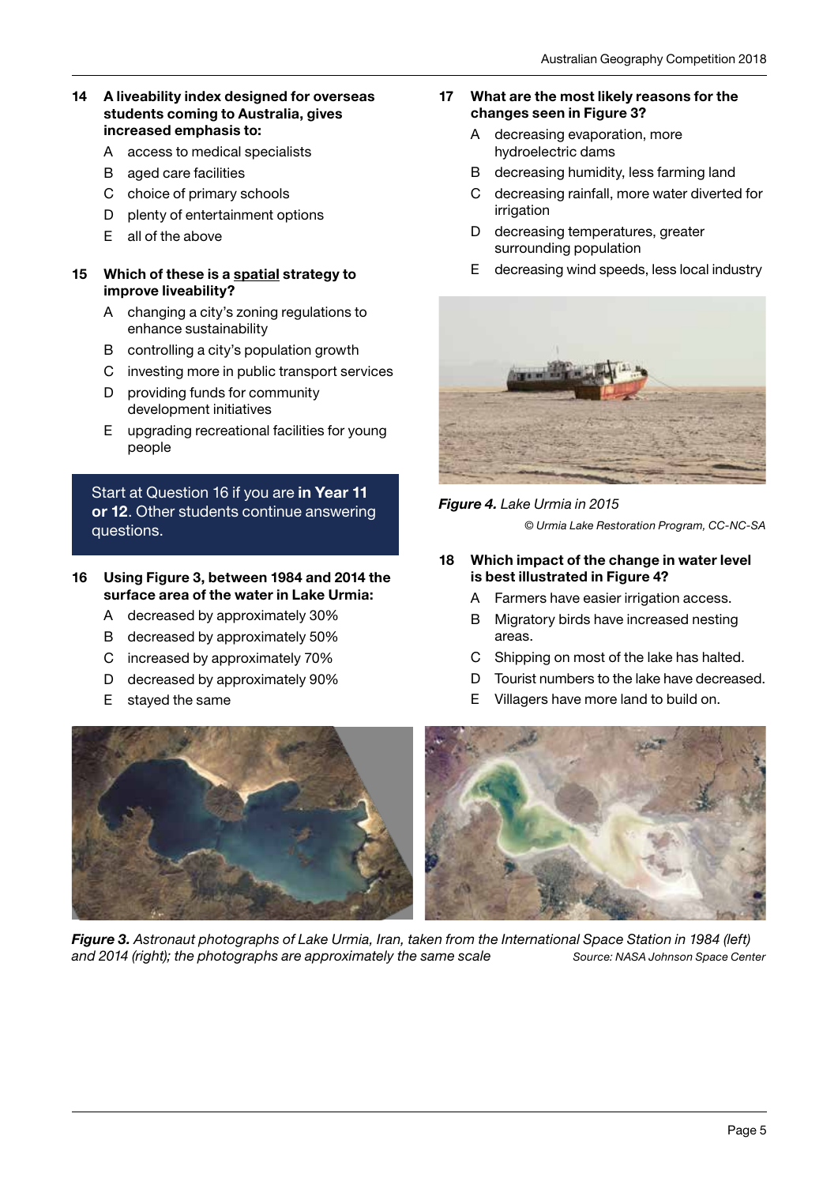**14 A liveability index designed for overseas students coming to Australia, gives increased emphasis to:**

- A access to medical specialists
- B aged care facilities
- C choice of primary schools
- D plenty of entertainment options
- E all of the above

**15 Which of these is a spatial strategy to improve liveability?**

- A changing a city's zoning regulations to enhance sustainability
- B controlling a city's population growth
- C investing more in public transport services
- D providing funds for community development initiatives
- E upgrading recreational facilities for young people

Start at Question 16 if you are **in Year 11 or 12**. Other students continue answering questions.

**16 Using Figure 3, between 1984 and 2014 the surface area of the water in Lake Urmia:**

- A decreased by approximately 30%
- B decreased by approximately 50%
- C increased by approximately 70%
- D decreased by approximately 90%
- E stayed the same

**17 What are the most likely reasons for the changes seen in Figure 3?**

- A decreasing evaporation, more hydroelectric dams
- B decreasing humidity, less farming land
- C decreasing rainfall, more water diverted for irrigation
- D decreasing temperatures, greater surrounding population
- E decreasing wind speeds, less local industry

***Figure 4.*** *Lake Urmia in 2015*

*© Urmia Lake Restoration Program, CC-NC-SA*

**18 Which impact of the change in water level is best illustrated in Figure 4?**

- A Farmers have easier irrigation access.
- B Migratory birds have increased nesting areas.
- C Shipping on most of the lake has halted.
- D Tourist numbers to the lake have decreased.
- E Villagers have more land to build on.

***Figure 3.*** *Astronaut photographs of Lake Urmia, Iran, taken from the International Space Station in 1984 (left) and 2014 (right); the photographs are approximately the same scale* *Source: NASA Johnson Space Center*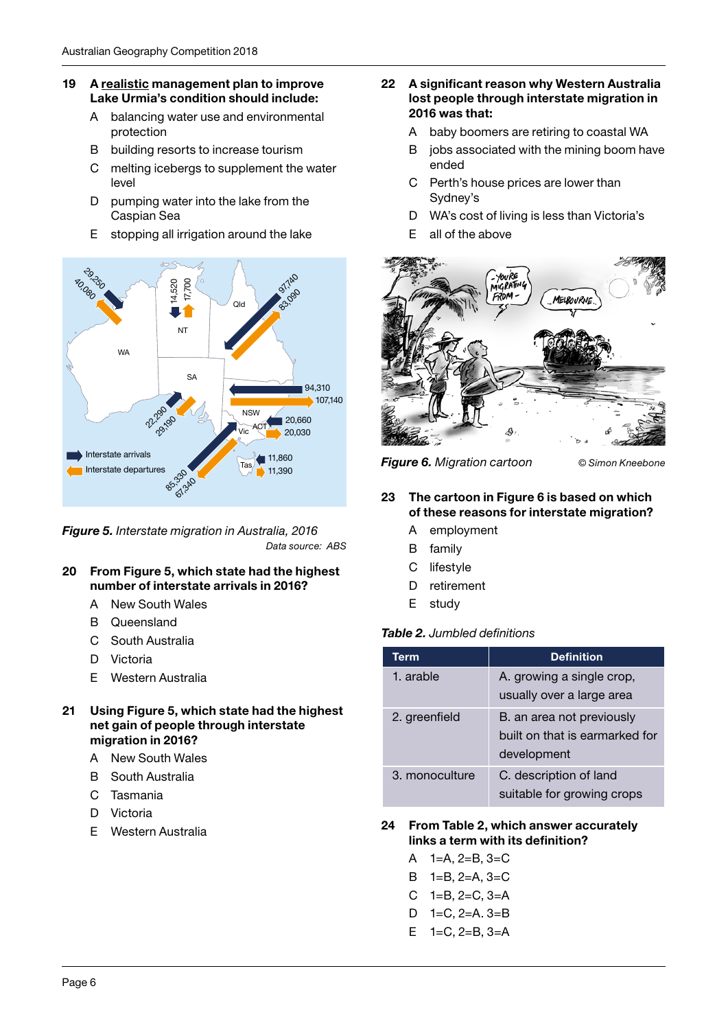**19 A <u>realistic</u> management plan to improve Lake Urmia's condition should include:**

- A balancing water use and environmental protection
- B building resorts to increase tourism
- C melting icebergs to supplement the water level
- D pumping water into the lake from the Caspian Sea
- E stopping all irrigation around the lake

***Figure 5.*** *Interstate migration in Australia, 2016*

*Data source: ABS*

**20 From Figure 5, which state had the highest number of interstate arrivals in 2016?**

- A New South Wales
- B Queensland
- C South Australia
- D Victoria
- E Western Australia

**21 Using Figure 5, which state had the highest net gain of people through interstate migration in 2016?**

- A New South Wales
- B South Australia
- C Tasmania
- D Victoria
- E Western Australia

**22 A significant reason why Western Australia lost people through interstate migration in 2016 was that:**

- A baby boomers are retiring to coastal WA
- B jobs associated with the mining boom have ended
- C Perth's house prices are lower than Sydney's
- D WA's cost of living is less than Victoria's
- E all of the above

***Figure 6.*** *Migration cartoon* © *Simon Kneebone*

**23 The cartoon in Figure 6 is based on which of these reasons for interstate migration?**

- A employment
- B family
- C lifestyle
- D retirement
- E study

***Table 2.*** *Jumbled definitions*

| Term | Definition |
|---|---|
| 1. arable | A. growing a single crop, usually over a large area |
| 2. greenfield | B. an area not previously built on that is earmarked for development |
| 3. monoculture | C. description of land suitable for growing crops |

**24 From Table 2, which answer accurately links a term with its definition?**

- A 1=A, 2=B, 3=C
- B 1=B, 2=A, 3=C
- C 1=B, 2=C, 3=A
- D 1=C, 2=A. 3=B
- E 1=C, 2=B, 3=A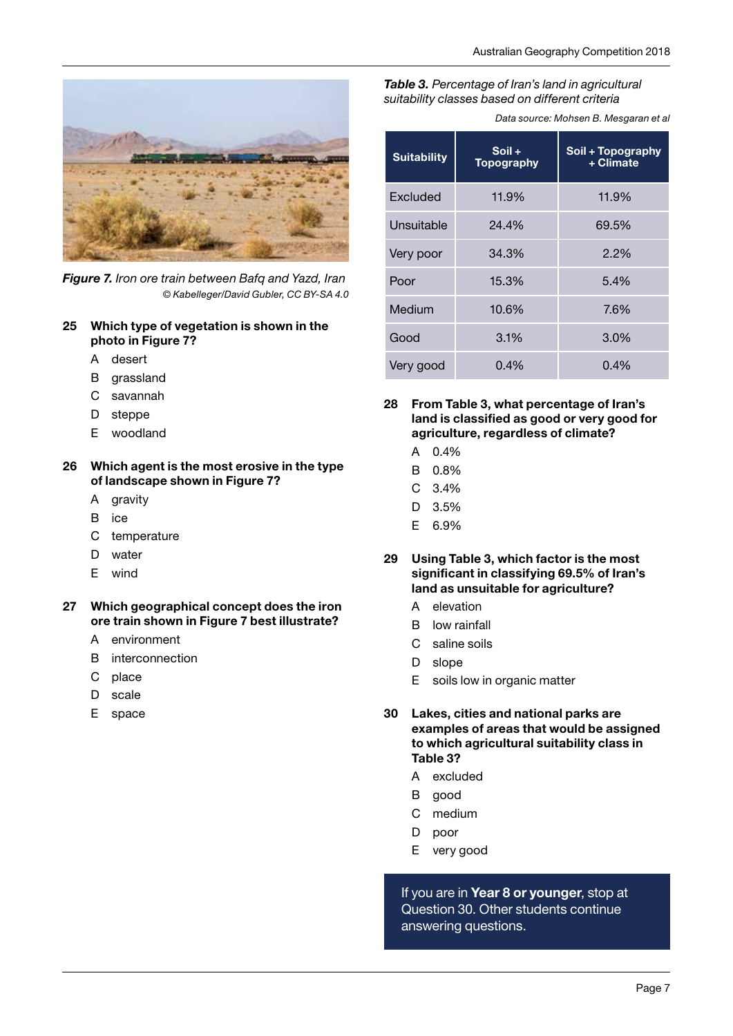*Figure 7. Iron ore train between Bafq and Yazd, Iran*
*© Kabelleger/David Gubler, CC BY-SA 4.0*

**25 Which type of vegetation is shown in the photo in Figure 7?**

A desert
B grassland
C savannah
D steppe
E woodland

**26 Which agent is the most erosive in the type of landscape shown in Figure 7?**

A gravity
B ice
C temperature
D water
E wind

**27 Which geographical concept does the iron ore train shown in Figure 7 best illustrate?**

A environment
B interconnection
C place
D scale
E space

***Table 3.** Percentage of Iran's land in agricultural suitability classes based on different criteria*

*Data source: Mohsen B. Mesgaran et al*

| Suitability | Soil + Topography | Soil + Topography + Climate |
|---|---|---|
| Excluded | 11.9% | 11.9% |
| Unsuitable | 24.4% | 69.5% |
| Very poor | 34.3% | 2.2% |
| Poor | 15.3% | 5.4% |
| Medium | 10.6% | 7.6% |
| Good | 3.1% | 3.0% |
| Very good | 0.4% | 0.4% |

**28 From Table 3, what percentage of Iran's land is classified as good or very good for agriculture, regardless of climate?**

A 0.4%
B 0.8%
C 3.4%
D 3.5%
E 6.9%

**29 Using Table 3, which factor is the most significant in classifying 69.5% of Iran's land as unsuitable for agriculture?**

A elevation
B low rainfall
C saline soils
D slope
E soils low in organic matter

**30 Lakes, cities and national parks are examples of areas that would be assigned to which agricultural suitability class in Table 3?**

A excluded
B good
C medium
D poor
E very good

If you are in **Year 8 or younger**, stop at Question 30. Other students continue answering questions.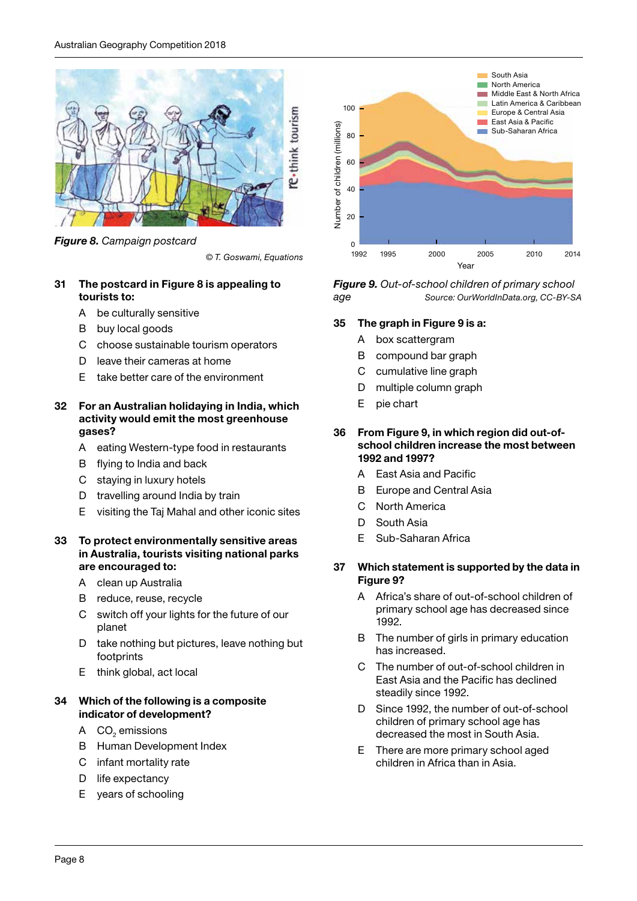*Figure 8.* Campaign postcard

© T. Goswami, Equations

**31 The postcard in Figure 8 is appealing to tourists to:**

- A be culturally sensitive
- B buy local goods
- C choose sustainable tourism operators
- D leave their cameras at home
- E take better care of the environment

**32 For an Australian holidaying in India, which activity would emit the most greenhouse gases?**

- A eating Western-type food in restaurants
- B flying to India and back
- C staying in luxury hotels
- D travelling around India by train
- E visiting the Taj Mahal and other iconic sites

**33 To protect environmentally sensitive areas in Australia, tourists visiting national parks are encouraged to:**

- A clean up Australia
- B reduce, reuse, recycle
- C switch off your lights for the future of our planet
- D take nothing but pictures, leave nothing but footprints
- E think global, act local

**34 Which of the following is a composite indicator of development?**

- A $CO_2$ emissions
- B Human Development Index
- C infant mortality rate
- D life expectancy
- E years of schooling

*Figure 9.* Out-of-school children of primary school age

Source: OurWorldInData.org, CC-BY-SA

**35 The graph in Figure 9 is a:**

- A box scattergram
- B compound bar graph
- C cumulative line graph
- D multiple column graph
- E pie chart

**36 From Figure 9, in which region did out-of-school children increase the most between 1992 and 1997?**

- A East Asia and Pacific
- B Europe and Central Asia
- C North America
- D South Asia
- E Sub-Saharan Africa

**37 Which statement is supported by the data in Figure 9?**

- A Africa's share of out-of-school children of primary school age has decreased since 1992.
- B The number of girls in primary education has increased.
- C The number of out-of-school children in East Asia and the Pacific has declined steadily since 1992.
- D Since 1992, the number of out-of-school children of primary school age has decreased the most in South Asia.
- E There are more primary school aged children in Africa than in Asia.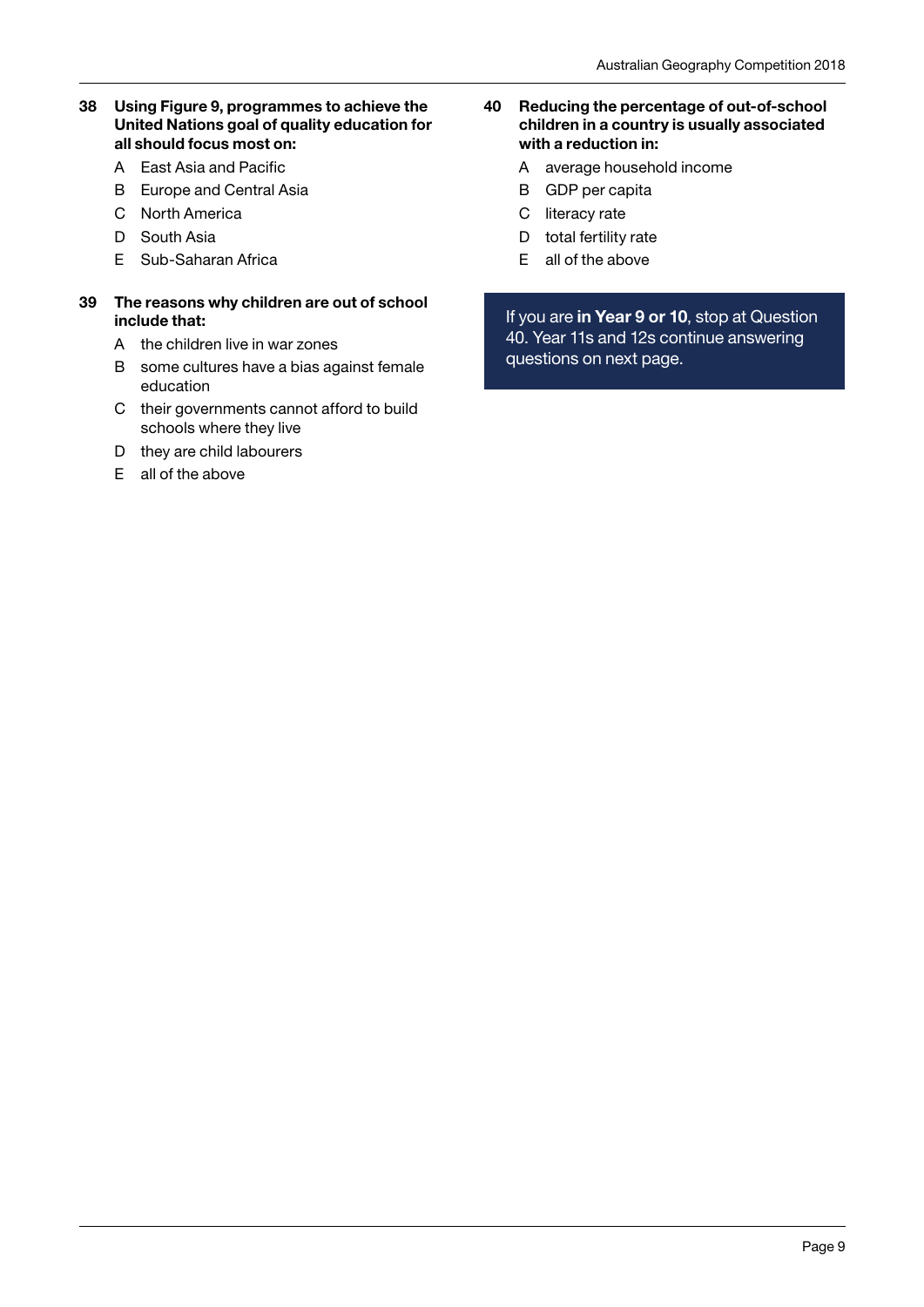**38 Using Figure 9, programmes to achieve the United Nations goal of quality education for all should focus most on:**

A East Asia and Pacific

B Europe and Central Asia

C North America

D South Asia

E Sub-Saharan Africa

**39 The reasons why children are out of school include that:**

A the children live in war zones

B some cultures have a bias against female education

C their governments cannot afford to build schools where they live

D they are child labourers

E all of the above

**40 Reducing the percentage of out-of-school children in a country is usually associated with a reduction in:**

A average household income

B GDP per capita

C literacy rate

D total fertility rate

E all of the above

If you are **in Year 9 or 10**, stop at Question 40. Year 11s and 12s continue answering questions on next page.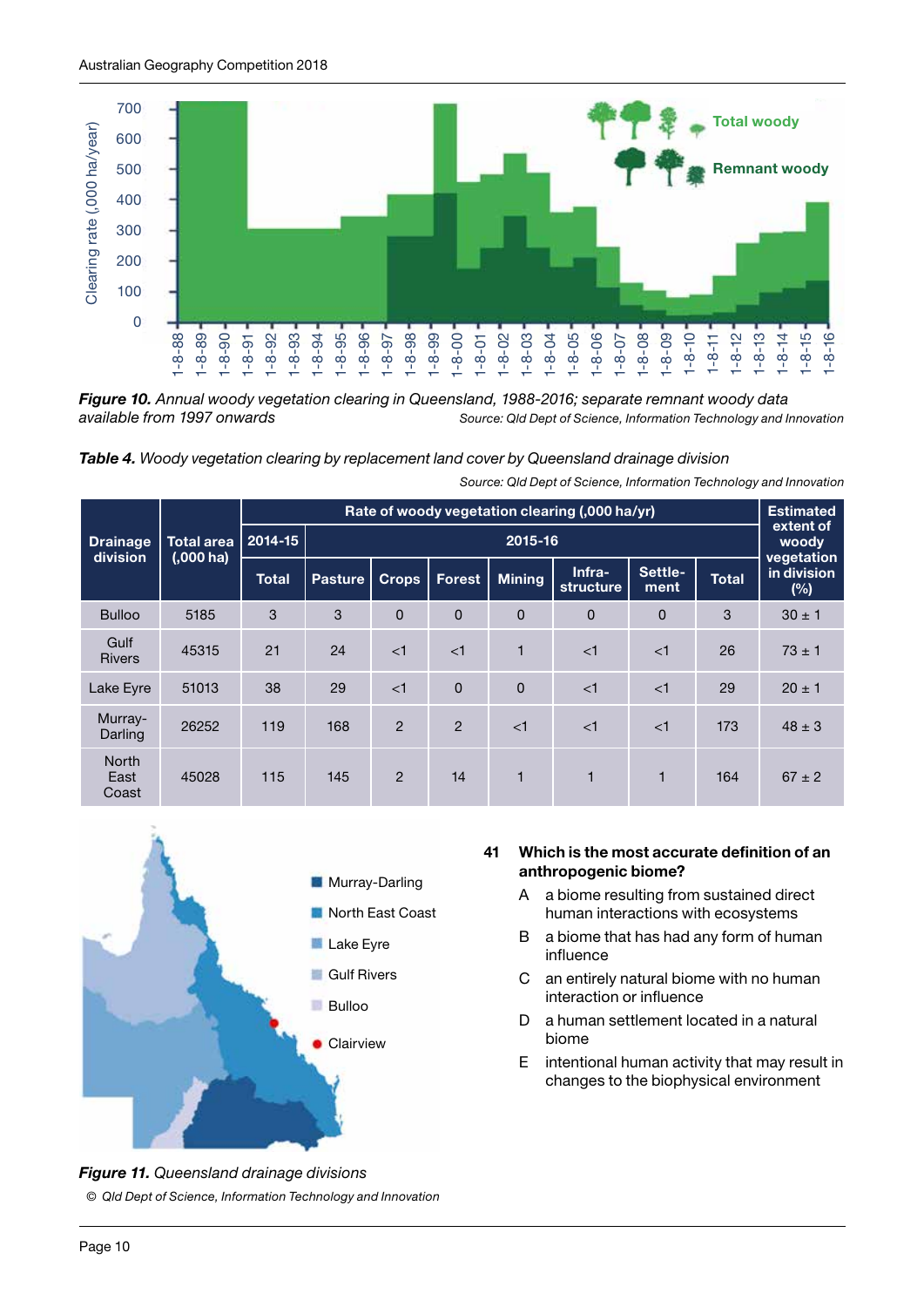*Figure 10. Annual woody vegetation clearing in Queensland, 1988-2016; separate remnant woody data available from 1997 onwards* Source: Qld Dept of Science, Information Technology and Innovation

*Table 4. Woody vegetation clearing by replacement land cover by Queensland drainage division*

Source: Qld Dept of Science, Information Technology and Innovation

| Drainage division | Total area (,000 ha) | Rate of woody vegetation clearing (,000 ha/yr) | | | | | | | | Estimated extent of woody vegetation in division (%) |
|---|---|---|---|---|---|---|---|---|---|---|
| | | 2014-15 | 2015-16 | | | | | | | |
| | | Total | Pasture | Crops | Forest | Mining | Infra-structure | Settle-ment | Total | |
| Bulloo | 5185 | 3 | 3 | 0 | 0 | 0 | 0 | 0 | 3 | 30 ± 1 |
| Gulf Rivers | 45315 | 21 | 24 | <1 | <1 | 1 | <1 | <1 | 26 | 73 ± 1 |
| Lake Eyre | 51013 | 38 | 29 | <1 | 0 | 0 | <1 | <1 | 29 | 20 ± 1 |
| Murray-Darling | 26252 | 119 | 168 | 2 | 2 | <1 | <1 | <1 | 173 | 48 ± 3 |
| North East Coast | 45028 | 115 | 145 | 2 | 14 | 1 | 1 | 1 | 164 | 67 ± 2 |

*Figure 11. Queensland drainage divisions*

© *Qld Dept of Science, Information Technology and Innovation*

**41 Which is the most accurate definition of an anthropogenic biome?**

A a biome resulting from sustained direct human interactions with ecosystems

B a biome that has had any form of human influence

C an entirely natural biome with no human interaction or influence

D a human settlement located in a natural biome

E intentional human activity that may result in changes to the biophysical environment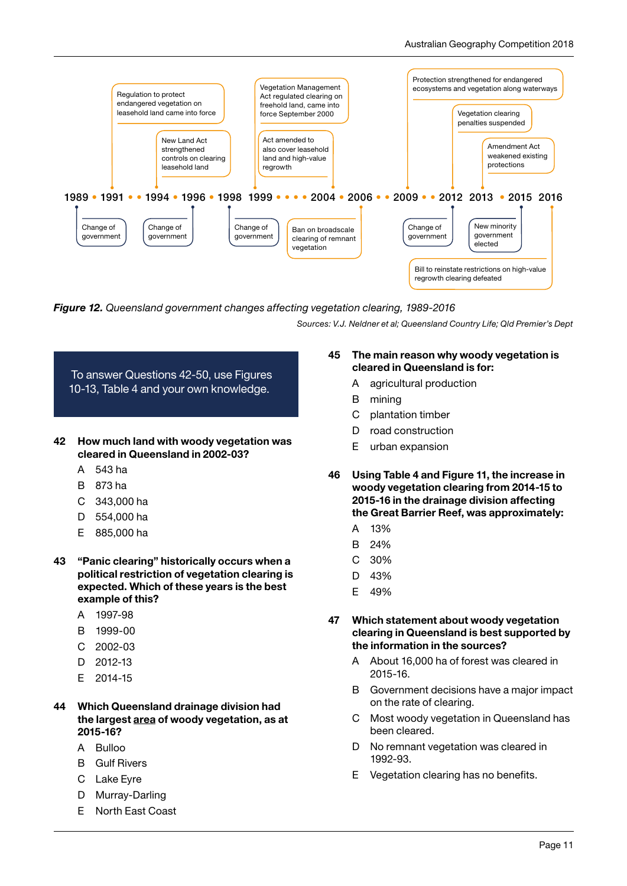1989 • 1991 • • 1994 • 1996 • 1998 1999 • • • • 2004 • 2006 • • 2009 • • 2012 2013 • 2015 2016

- 1989: Change of government
- 1991: Regulation to protect endangered vegetation on leasehold land came into force
- 1994: New Land Act strengthened controls on clearing leasehold land
- 1996: Change of government
- 1998: Change of government
- 1999: Vegetation Management Act regulated clearing on freehold land, came into force September 2000
- 2004: Act amended to also cover leasehold land and high-value regrowth
- 2006: Ban on broadscale clearing of remnant vegetation
- 2009: Protection strengthened for endangered ecosystems and vegetation along waterways
- 2012: Change of government
- 2012: Vegetation clearing penalties suspended
- 2013: Amendment Act weakened existing protections
- 2015: New minority government elected
- 2016: Bill to reinstate restrictions on high-value regrowth clearing defeated

***Figure 12.*** *Queensland government changes affecting vegetation clearing, 1989-2016*

*Sources: V.J. Neldner et al; Queensland Country Life; Qld Premier's Dept*

To answer Questions 42-50, use Figures 10-13, Table 4 and your own knowledge.

**42 How much land with woody vegetation was cleared in Queensland in 2002-03?**

A 543 ha
B 873 ha
C 343,000 ha
D 554,000 ha
E 885,000 ha

**43 "Panic clearing" historically occurs when a political restriction of vegetation clearing is expected. Which of these years is the best example of this?**

A 1997-98
B 1999-00
C 2002-03
D 2012-13
E 2014-15

**44 Which Queensland drainage division had the largest area of woody vegetation, as at 2015-16?**

A Bulloo
B Gulf Rivers
C Lake Eyre
D Murray-Darling
E North East Coast

**45 The main reason why woody vegetation is cleared in Queensland is for:**

A agricultural production
B mining
C plantation timber
D road construction
E urban expansion

**46 Using Table 4 and Figure 11, the increase in woody vegetation clearing from 2014-15 to 2015-16 in the drainage division affecting the Great Barrier Reef, was approximately:**

A 13%
B 24%
C 30%
D 43%
E 49%

**47 Which statement about woody vegetation clearing in Queensland is best supported by the information in the sources?**

A About 16,000 ha of forest was cleared in 2015-16.
B Government decisions have a major impact on the rate of clearing.
C Most woody vegetation in Queensland has been cleared.
D No remnant vegetation was cleared in 1992-93.
E Vegetation clearing has no benefits.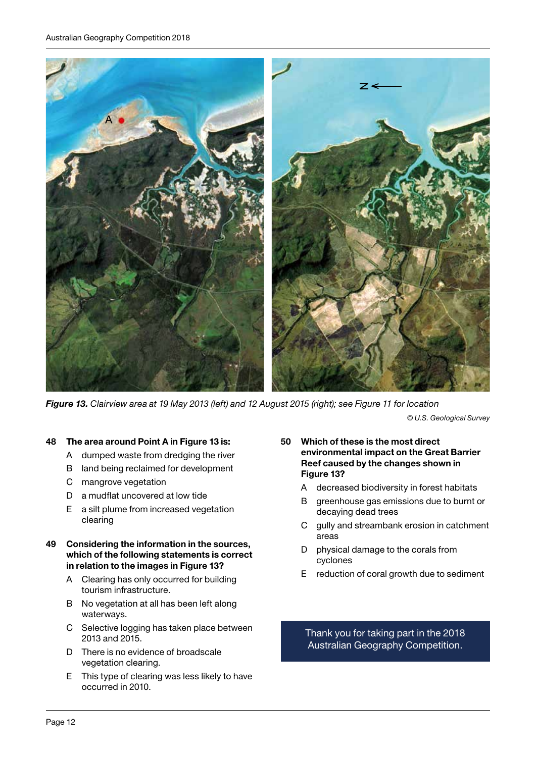*Figure 13.* *Clairview area at 19 May 2013 (left) and 12 August 2015 (right); see Figure 11 for location*

*© U.S. Geological Survey*

**48 The area around Point A in Figure 13 is:**

A dumped waste from dredging the river

B land being reclaimed for development

C mangrove vegetation

D a mudflat uncovered at low tide

E a silt plume from increased vegetation clearing

**49 Considering the information in the sources, which of the following statements is correct in relation to the images in Figure 13?**

A Clearing has only occurred for building tourism infrastructure.

B No vegetation at all has been left along waterways.

C Selective logging has taken place between 2013 and 2015.

D There is no evidence of broadscale vegetation clearing.

E This type of clearing was less likely to have occurred in 2010.

**50 Which of these is the most direct environmental impact on the Great Barrier Reef caused by the changes shown in Figure 13?**

A decreased biodiversity in forest habitats

B greenhouse gas emissions due to burnt or decaying dead trees

C gully and streambank erosion in catchment areas

D physical damage to the corals from cyclones

E reduction of coral growth due to sediment

Thank you for taking part in the 2018 Australian Geography Competition.